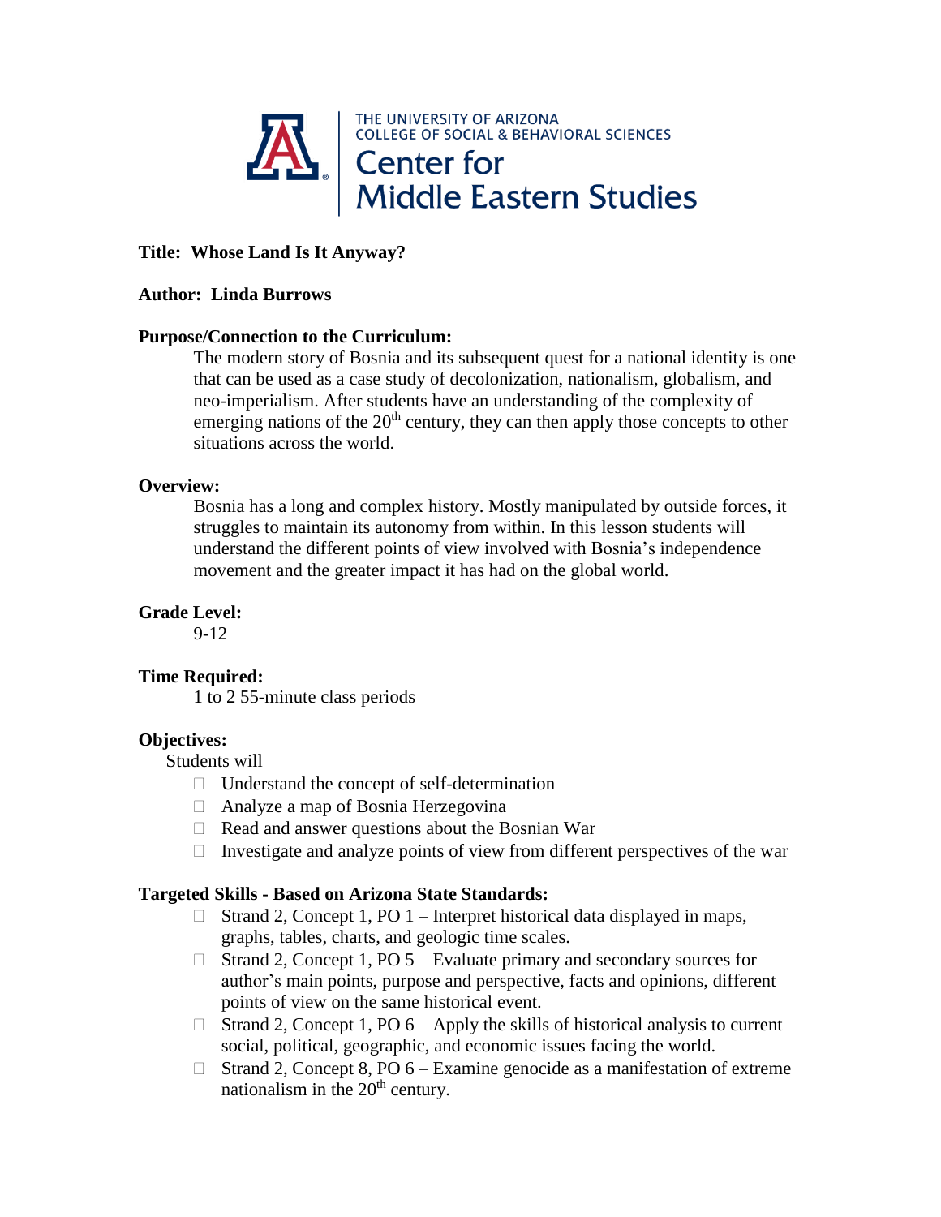THE UNIVERSITY OF ARIZONA
COLLEGE OF SOCIAL & BEHAVIORAL SCIENCES
Center for
Middle Eastern Studies

**Title: Whose Land Is It Anyway?**

**Author: Linda Burrows**

**Purpose/Connection to the Curriculum:**

The modern story of Bosnia and its subsequent quest for a national identity is one that can be used as a case study of decolonization, nationalism, globalism, and neo-imperialism. After students have an understanding of the complexity of emerging nations of the 20th century, they can then apply those concepts to other situations across the world.

**Overview:**

Bosnia has a long and complex history. Mostly manipulated by outside forces, it struggles to maintain its autonomy from within. In this lesson students will understand the different points of view involved with Bosnia's independence movement and the greater impact it has had on the global world.

**Grade Level:**

9-12

**Time Required:**

1 to 2 55-minute class periods

**Objectives:**

Students will

- Understand the concept of self-determination
- Analyze a map of Bosnia Herzegovina
- Read and answer questions about the Bosnian War
- Investigate and analyze points of view from different perspectives of the war

**Targeted Skills - Based on Arizona State Standards:**

- Strand 2, Concept 1, PO 1 – Interpret historical data displayed in maps, graphs, tables, charts, and geologic time scales.
- Strand 2, Concept 1, PO 5 – Evaluate primary and secondary sources for author's main points, purpose and perspective, facts and opinions, different points of view on the same historical event.
- Strand 2, Concept 1, PO 6 – Apply the skills of historical analysis to current social, political, geographic, and economic issues facing the world.
- Strand 2, Concept 8, PO 6 – Examine genocide as a manifestation of extreme nationalism in the 20th century.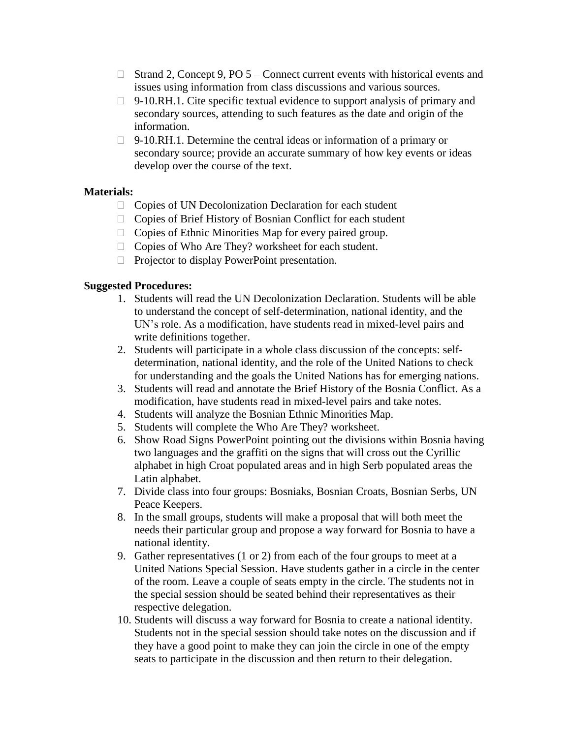- Strand 2, Concept 9, PO 5 – Connect current events with historical events and issues using information from class discussions and various sources.
- 9-10.RH.1. Cite specific textual evidence to support analysis of primary and secondary sources, attending to such features as the date and origin of the information.
- 9-10.RH.1. Determine the central ideas or information of a primary or secondary source; provide an accurate summary of how key events or ideas develop over the course of the text.

**Materials:**

- Copies of UN Decolonization Declaration for each student
- Copies of Brief History of Bosnian Conflict for each student
- Copies of Ethnic Minorities Map for every paired group.
- Copies of Who Are They? worksheet for each student.
- Projector to display PowerPoint presentation.

**Suggested Procedures:**

1. Students will read the UN Decolonization Declaration. Students will be able to understand the concept of self-determination, national identity, and the UN's role. As a modification, have students read in mixed-level pairs and write definitions together.
2. Students will participate in a whole class discussion of the concepts: self-determination, national identity, and the role of the United Nations to check for understanding and the goals the United Nations has for emerging nations.
3. Students will read and annotate the Brief History of the Bosnia Conflict. As a modification, have students read in mixed-level pairs and take notes.
4. Students will analyze the Bosnian Ethnic Minorities Map.
5. Students will complete the Who Are They? worksheet.
6. Show Road Signs PowerPoint pointing out the divisions within Bosnia having two languages and the graffiti on the signs that will cross out the Cyrillic alphabet in high Croat populated areas and in high Serb populated areas the Latin alphabet.
7. Divide class into four groups: Bosniaks, Bosnian Croats, Bosnian Serbs, UN Peace Keepers.
8. In the small groups, students will make a proposal that will both meet the needs their particular group and propose a way forward for Bosnia to have a national identity.
9. Gather representatives (1 or 2) from each of the four groups to meet at a United Nations Special Session. Have students gather in a circle in the center of the room. Leave a couple of seats empty in the circle. The students not in the special session should be seated behind their representatives as their respective delegation.
10. Students will discuss a way forward for Bosnia to create a national identity. Students not in the special session should take notes on the discussion and if they have a good point to make they can join the circle in one of the empty seats to participate in the discussion and then return to their delegation.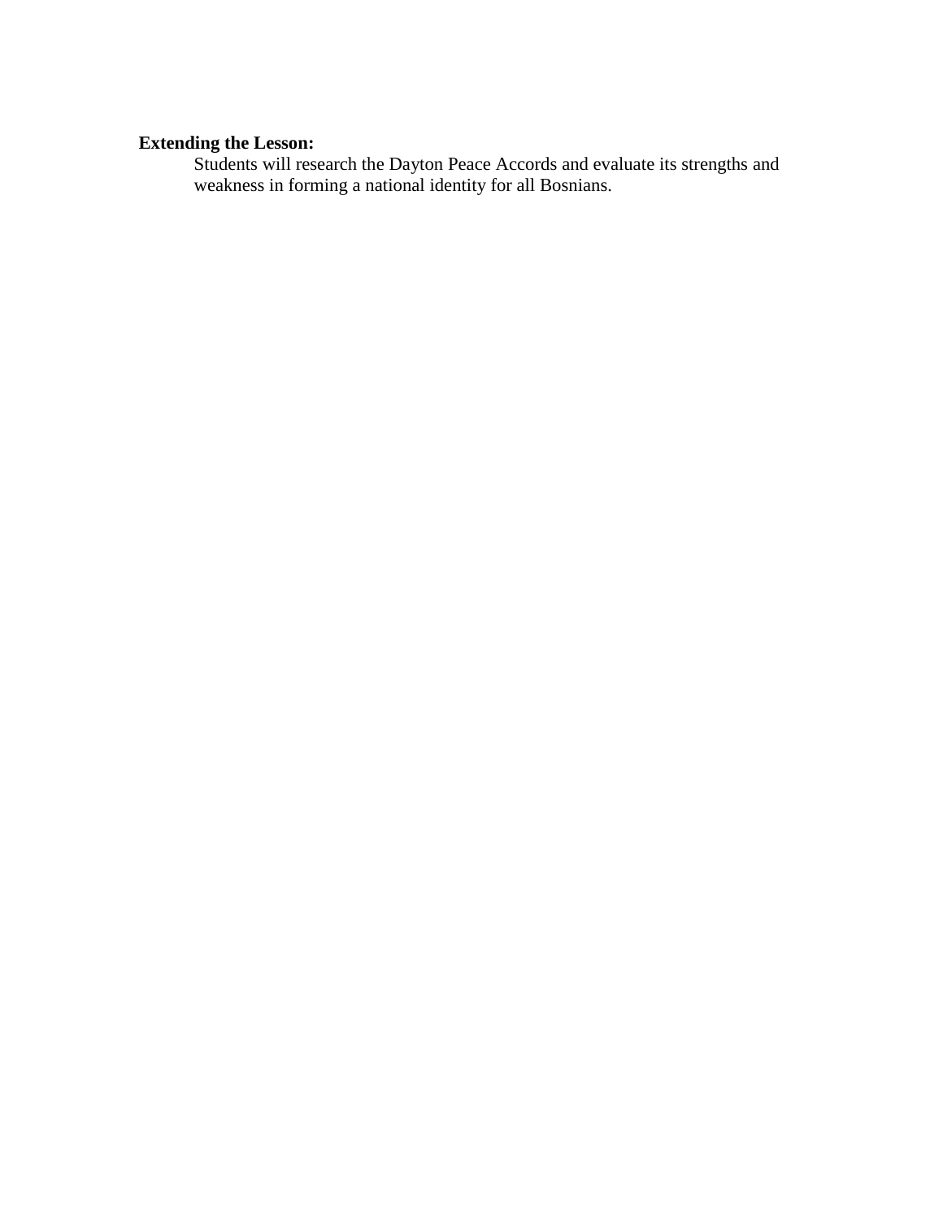**Extending the Lesson:**

Students will research the Dayton Peace Accords and evaluate its strengths and weakness in forming a national identity for all Bosnians.